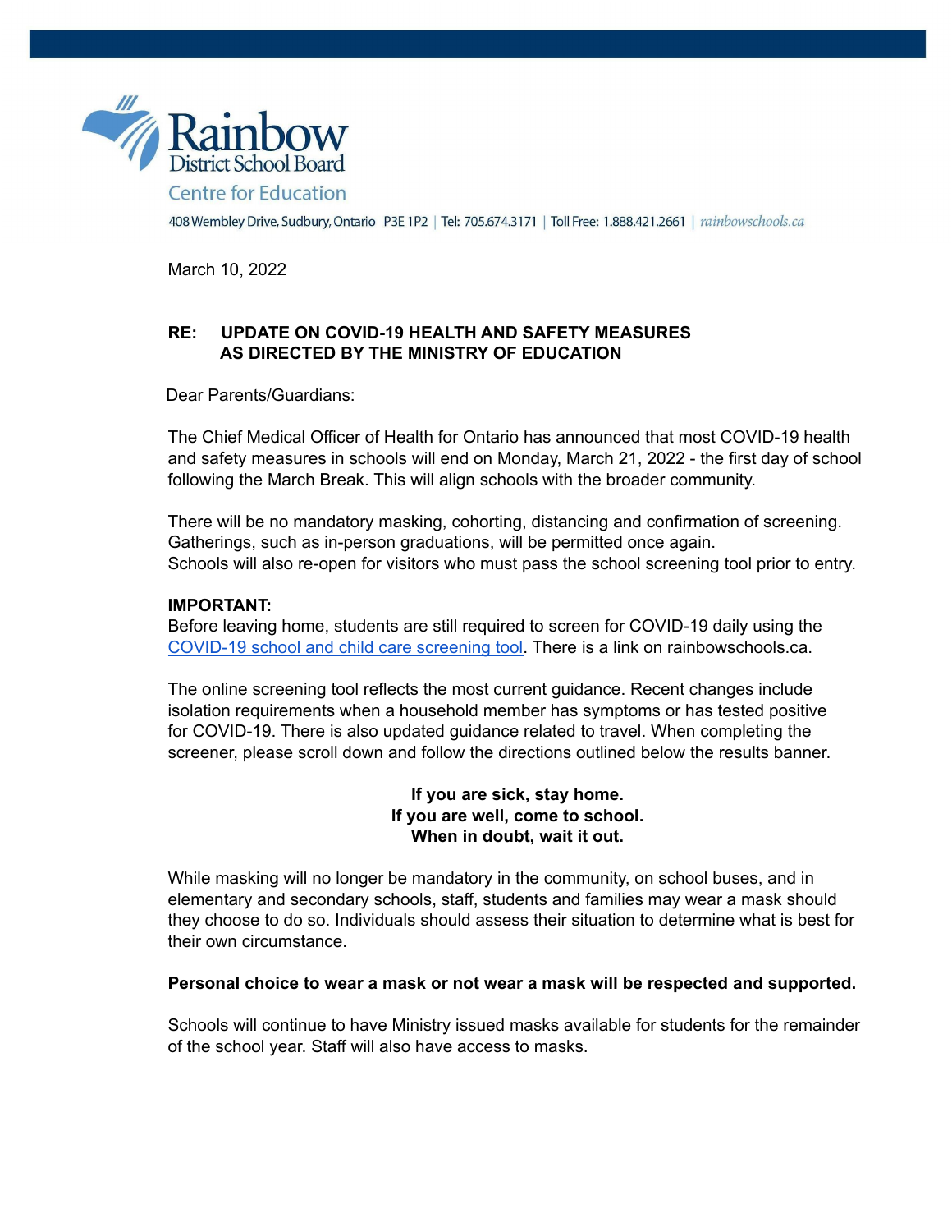Rainbow District School Board

Centre for Education

408 Wembley Drive, Sudbury, Ontario P3E 1P2 | Tel: 705.674.3171 | Toll Free: 1.888.421.2661 | rainbowschools.ca

March 10, 2022

**RE: UPDATE ON COVID-19 HEALTH AND SAFETY MEASURES AS DIRECTED BY THE MINISTRY OF EDUCATION**

Dear Parents/Guardians:

The Chief Medical Officer of Health for Ontario has announced that most COVID-19 health and safety measures in schools will end on Monday, March 21, 2022 - the first day of school following the March Break. This will align schools with the broader community.

There will be no mandatory masking, cohorting, distancing and confirmation of screening. Gatherings, such as in-person graduations, will be permitted once again.
Schools will also re-open for visitors who must pass the school screening tool prior to entry.

**IMPORTANT:**
Before leaving home, students are still required to screen for COVID-19 daily using the [COVID-19 school and child care screening tool](). There is a link on rainbowschools.ca.

The online screening tool reflects the most current guidance. Recent changes include isolation requirements when a household member has symptoms or has tested positive for COVID-19. There is also updated guidance related to travel. When completing the screener, please scroll down and follow the directions outlined below the results banner.

**If you are sick, stay home.**
**If you are well, come to school.**
**When in doubt, wait it out.**

While masking will no longer be mandatory in the community, on school buses, and in elementary and secondary schools, staff, students and families may wear a mask should they choose to do so. Individuals should assess their situation to determine what is best for their own circumstance.

**Personal choice to wear a mask or not wear a mask will be respected and supported.**

Schools will continue to have Ministry issued masks available for students for the remainder of the school year. Staff will also have access to masks.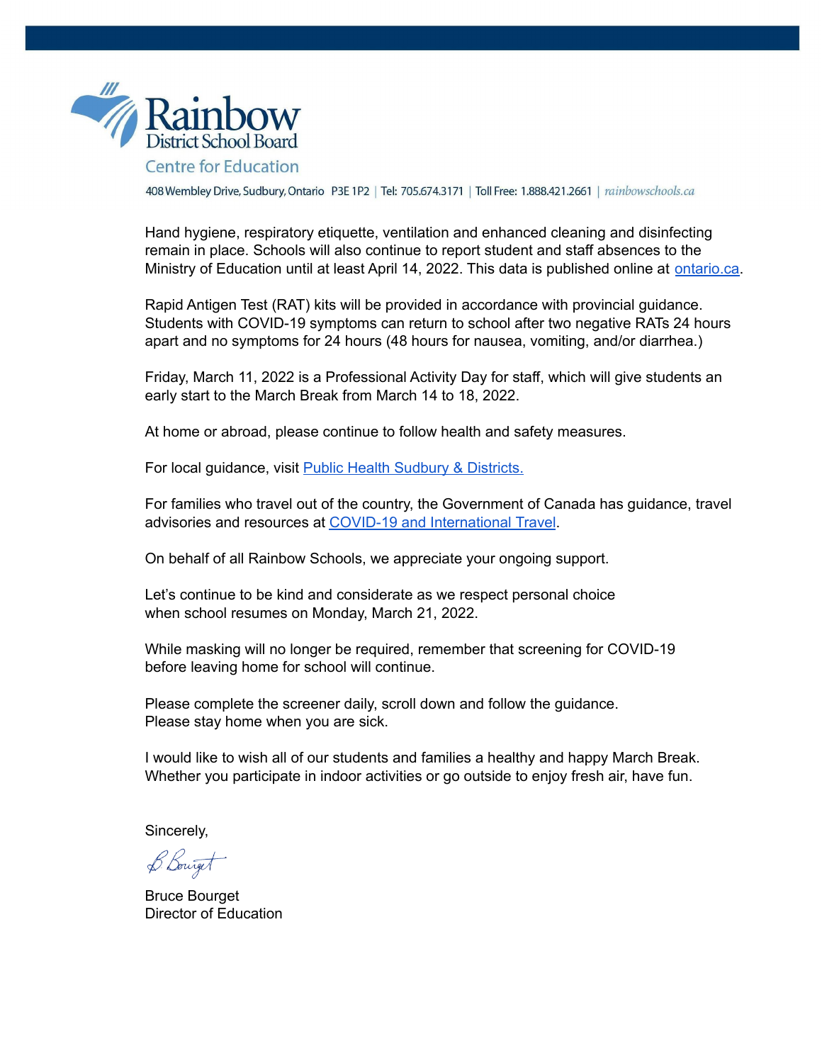Rainbow District School Board
Centre for Education

408 Wembley Drive, Sudbury, Ontario P3E 1P2 | Tel: 705.674.3171 | Toll Free: 1.888.421.2661 | rainbowschools.ca

Hand hygiene, respiratory etiquette, ventilation and enhanced cleaning and disinfecting remain in place. Schools will also continue to report student and staff absences to the Ministry of Education until at least April 14, 2022. This data is published online at [ontario.ca](ontario.ca).

Rapid Antigen Test (RAT) kits will be provided in accordance with provincial guidance. Students with COVID-19 symptoms can return to school after two negative RATs 24 hours apart and no symptoms for 24 hours (48 hours for nausea, vomiting, and/or diarrhea.)

Friday, March 11, 2022 is a Professional Activity Day for staff, which will give students an early start to the March Break from March 14 to 18, 2022.

At home or abroad, please continue to follow health and safety measures.

For local guidance, visit Public Health Sudbury & Districts.

For families who travel out of the country, the Government of Canada has guidance, travel advisories and resources at COVID-19 and International Travel.

On behalf of all Rainbow Schools, we appreciate your ongoing support.

Let's continue to be kind and considerate as we respect personal choice when school resumes on Monday, March 21, 2022.

While masking will no longer be required, remember that screening for COVID-19 before leaving home for school will continue.

Please complete the screener daily, scroll down and follow the guidance.
Please stay home when you are sick.

I would like to wish all of our students and families a healthy and happy March Break. Whether you participate in indoor activities or go outside to enjoy fresh air, have fun.

Sincerely,

B. Bourget

Bruce Bourget
Director of Education